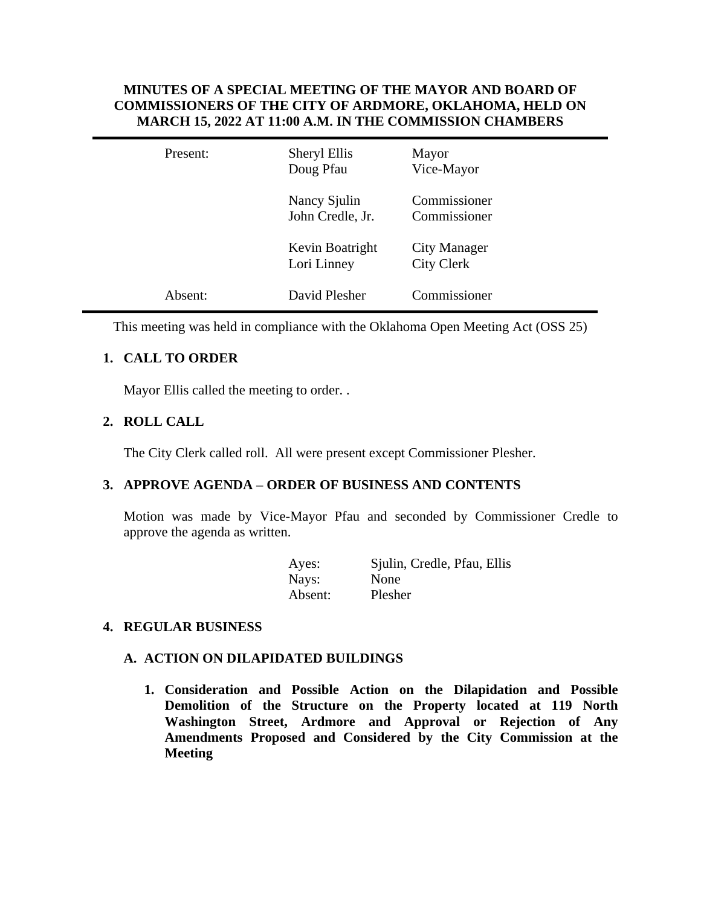# MINUTES OF A SPECIAL MEETING OF THE MAYOR AND BOARD OF COMMISSIONERS OF THE CITY OF ARDMORE, OKLAHOMA, HELD ON MARCH 15, 2022 AT 11:00 A.M. IN THE COMMISSION CHAMBERS

| | | |
|---|---|---|
| Present: | Sheryl Ellis | Mayor |
| | Doug Pfau | Vice-Mayor |
| | Nancy Sjulin | Commissioner |
| | John Credle, Jr. | Commissioner |
| | Kevin Boatright | City Manager |
| | Lori Linney | City Clerk |
| Absent: | David Plesher | Commissioner |

This meeting was held in compliance with the Oklahoma Open Meeting Act (OSS 25)

## 1. CALL TO ORDER

Mayor Ellis called the meeting to order. .

## 2. ROLL CALL

The City Clerk called roll. All were present except Commissioner Plesher.

## 3. APPROVE AGENDA – ORDER OF BUSINESS AND CONTENTS

Motion was made by Vice-Mayor Pfau and seconded by Commissioner Credle to approve the agenda as written.

| | |
|---|---|
| Ayes: | Sjulin, Credle, Pfau, Ellis |
| Nays: | None |
| Absent: | Plesher |

## 4. REGULAR BUSINESS

### A. ACTION ON DILAPIDATED BUILDINGS

1. **Consideration and Possible Action on the Dilapidation and Possible Demolition of the Structure on the Property located at 119 North Washington Street, Ardmore and Approval or Rejection of Any Amendments Proposed and Considered by the City Commission at the Meeting**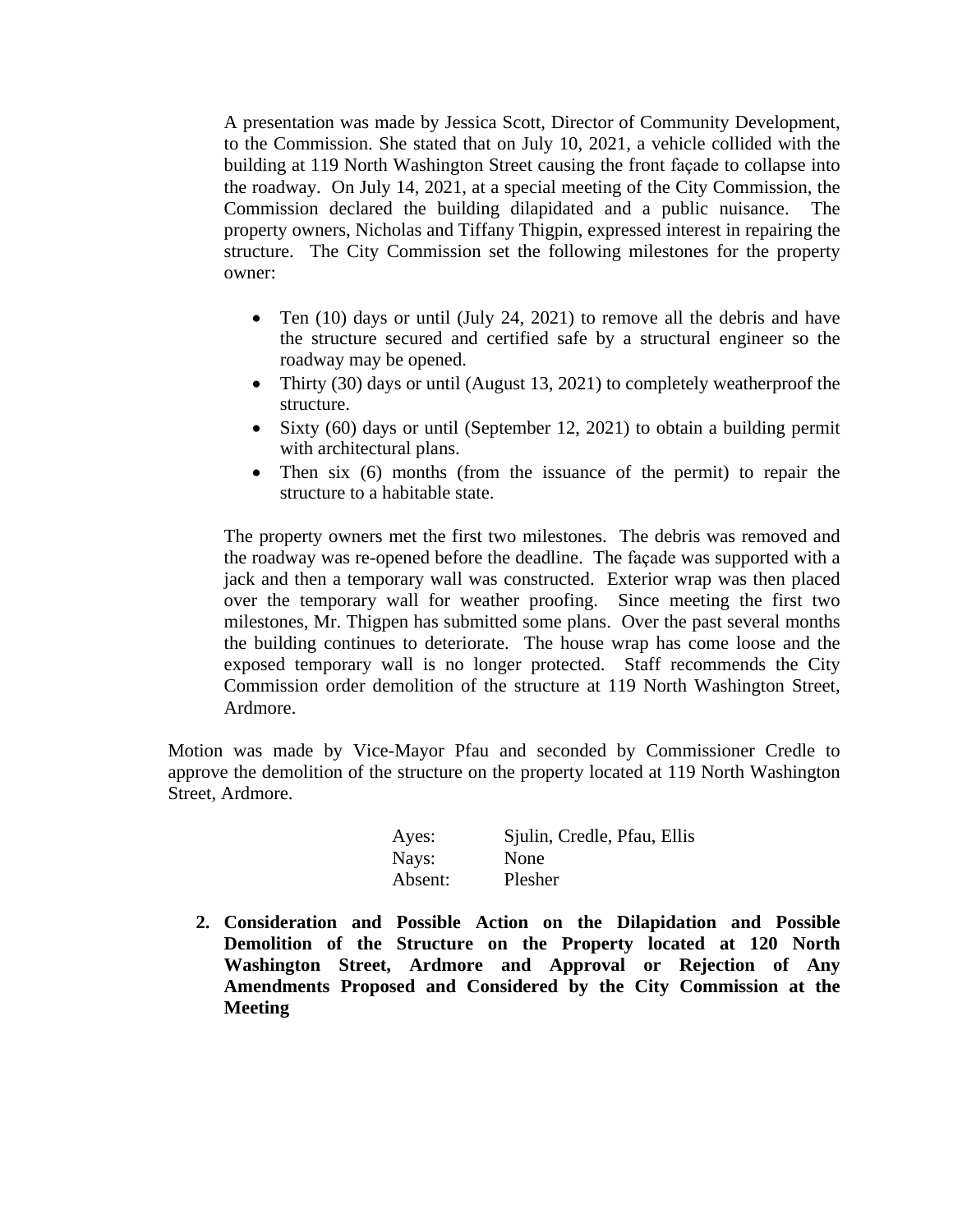A presentation was made by Jessica Scott, Director of Community Development, to the Commission. She stated that on July 10, 2021, a vehicle collided with the building at 119 North Washington Street causing the front façade to collapse into the roadway. On July 14, 2021, at a special meeting of the City Commission, the Commission declared the building dilapidated and a public nuisance. The property owners, Nicholas and Tiffany Thigpin, expressed interest in repairing the structure. The City Commission set the following milestones for the property owner:

- Ten (10) days or until (July 24, 2021) to remove all the debris and have the structure secured and certified safe by a structural engineer so the roadway may be opened.
- Thirty (30) days or until (August 13, 2021) to completely weatherproof the structure.
- Sixty (60) days or until (September 12, 2021) to obtain a building permit with architectural plans.
- Then six (6) months (from the issuance of the permit) to repair the structure to a habitable state.

The property owners met the first two milestones. The debris was removed and the roadway was re-opened before the deadline. The façade was supported with a jack and then a temporary wall was constructed. Exterior wrap was then placed over the temporary wall for weather proofing. Since meeting the first two milestones, Mr. Thigpen has submitted some plans. Over the past several months the building continues to deteriorate. The house wrap has come loose and the exposed temporary wall is no longer protected. Staff recommends the City Commission order demolition of the structure at 119 North Washington Street, Ardmore.

Motion was made by Vice-Mayor Pfau and seconded by Commissioner Credle to approve the demolition of the structure on the property located at 119 North Washington Street, Ardmore.

| | |
|---|---|
| Ayes: | Sjulin, Credle, Pfau, Ellis |
| Nays: | None |
| Absent: | Plesher |

2. **Consideration and Possible Action on the Dilapidation and Possible Demolition of the Structure on the Property located at 120 North Washington Street, Ardmore and Approval or Rejection of Any Amendments Proposed and Considered by the City Commission at the Meeting**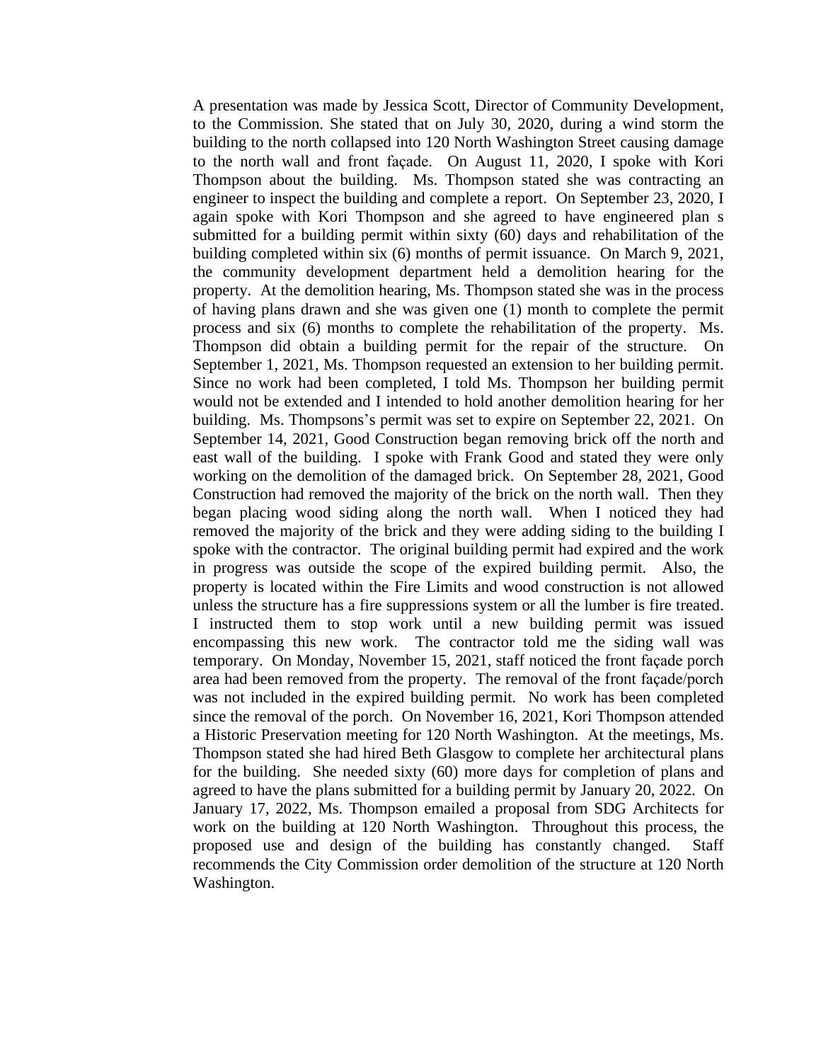A presentation was made by Jessica Scott, Director of Community Development, to the Commission. She stated that on July 30, 2020, during a wind storm the building to the north collapsed into 120 North Washington Street causing damage to the north wall and front façade. On August 11, 2020, I spoke with Kori Thompson about the building. Ms. Thompson stated she was contracting an engineer to inspect the building and complete a report. On September 23, 2020, I again spoke with Kori Thompson and she agreed to have engineered plan s submitted for a building permit within sixty (60) days and rehabilitation of the building completed within six (6) months of permit issuance. On March 9, 2021, the community development department held a demolition hearing for the property. At the demolition hearing, Ms. Thompson stated she was in the process of having plans drawn and she was given one (1) month to complete the permit process and six (6) months to complete the rehabilitation of the property. Ms. Thompson did obtain a building permit for the repair of the structure. On September 1, 2021, Ms. Thompson requested an extension to her building permit. Since no work had been completed, I told Ms. Thompson her building permit would not be extended and I intended to hold another demolition hearing for her building. Ms. Thompsons's permit was set to expire on September 22, 2021. On September 14, 2021, Good Construction began removing brick off the north and east wall of the building. I spoke with Frank Good and stated they were only working on the demolition of the damaged brick. On September 28, 2021, Good Construction had removed the majority of the brick on the north wall. Then they began placing wood siding along the north wall. When I noticed they had removed the majority of the brick and they were adding siding to the building I spoke with the contractor. The original building permit had expired and the work in progress was outside the scope of the expired building permit. Also, the property is located within the Fire Limits and wood construction is not allowed unless the structure has a fire suppressions system or all the lumber is fire treated. I instructed them to stop work until a new building permit was issued encompassing this new work. The contractor told me the siding wall was temporary. On Monday, November 15, 2021, staff noticed the front façade porch area had been removed from the property. The removal of the front façade/porch was not included in the expired building permit. No work has been completed since the removal of the porch. On November 16, 2021, Kori Thompson attended a Historic Preservation meeting for 120 North Washington. At the meetings, Ms. Thompson stated she had hired Beth Glasgow to complete her architectural plans for the building. She needed sixty (60) more days for completion of plans and agreed to have the plans submitted for a building permit by January 20, 2022. On January 17, 2022, Ms. Thompson emailed a proposal from SDG Architects for work on the building at 120 North Washington. Throughout this process, the proposed use and design of the building has constantly changed. Staff recommends the City Commission order demolition of the structure at 120 North Washington.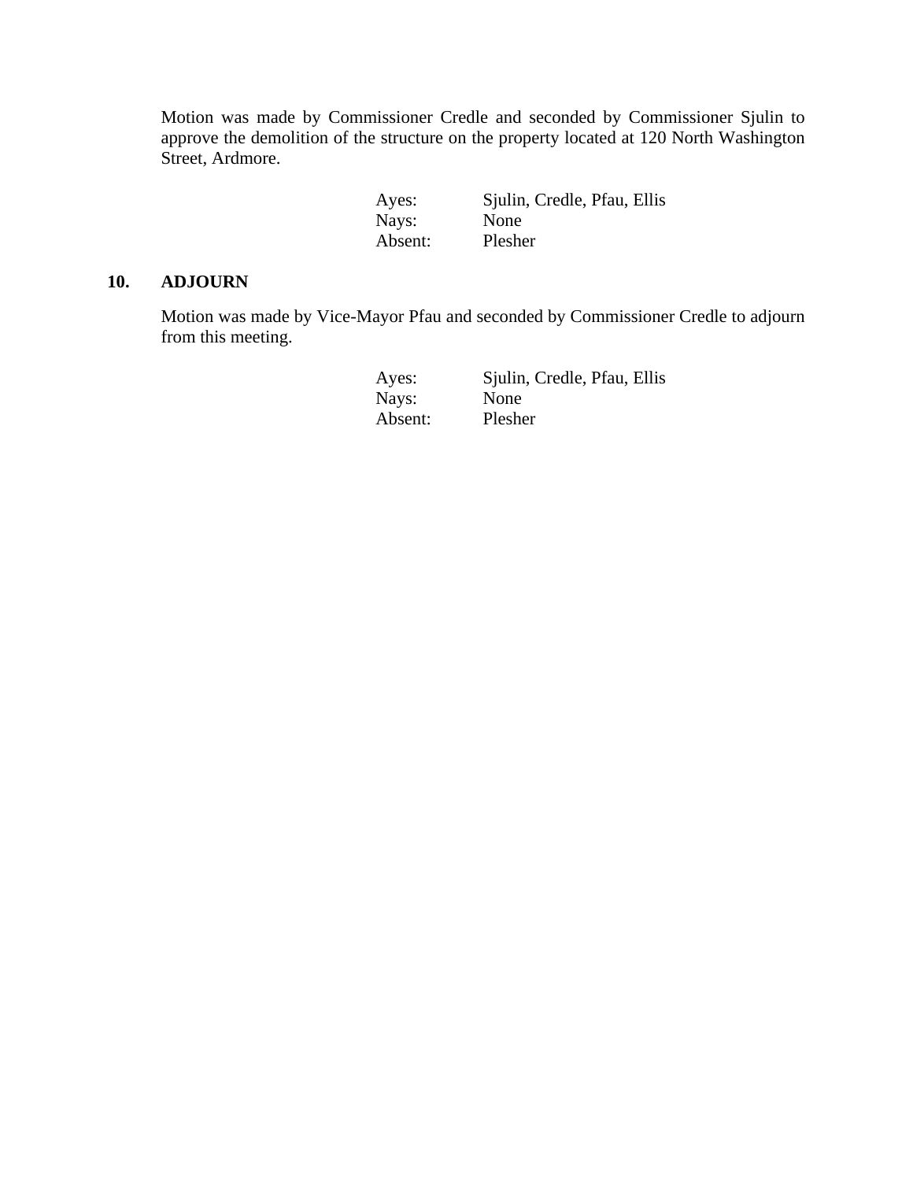Motion was made by Commissioner Credle and seconded by Commissioner Sjulin to approve the demolition of the structure on the property located at 120 North Washington Street, Ardmore.

| | |
|---|---|
| Ayes: | Sjulin, Credle, Pfau, Ellis |
| Nays: | None |
| Absent: | Plesher |

**10. ADJOURN**

Motion was made by Vice-Mayor Pfau and seconded by Commissioner Credle to adjourn from this meeting.

| | |
|---|---|
| Ayes: | Sjulin, Credle, Pfau, Ellis |
| Nays: | None |
| Absent: | Plesher |